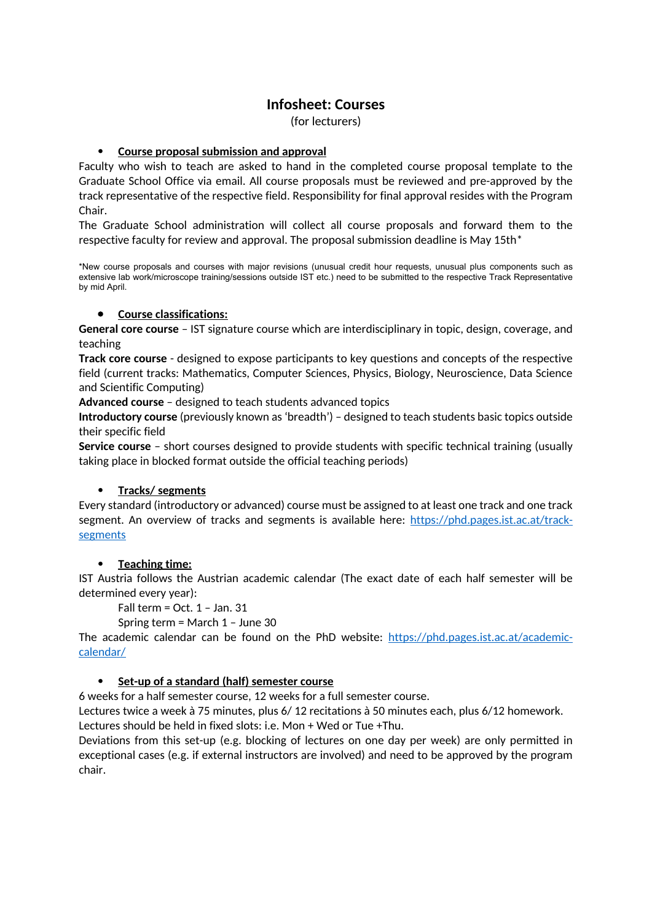# Infosheet: Courses

(for lecturers)

- **Course proposal submission and approval**

Faculty who wish to teach are asked to hand in the completed course proposal template to the Graduate School Office via email. All course proposals must be reviewed and pre-approved by the track representative of the respective field. Responsibility for final approval resides with the Program Chair.

The Graduate School administration will collect all course proposals and forward them to the respective faculty for review and approval. The proposal submission deadline is May 15th*

*New course proposals and courses with major revisions (unusual credit hour requests, unusual plus components such as extensive lab work/microscope training/sessions outside IST etc.) need to be submitted to the respective Track Representative by mid April.

- **Course classifications:**

**General core course** – IST signature course which are interdisciplinary in topic, design, coverage, and teaching

**Track core course** - designed to expose participants to key questions and concepts of the respective field (current tracks: Mathematics, Computer Sciences, Physics, Biology, Neuroscience, Data Science and Scientific Computing)

**Advanced course** – designed to teach students advanced topics

**Introductory course** (previously known as 'breadth') – designed to teach students basic topics outside their specific field

**Service course** – short courses designed to provide students with specific technical training (usually taking place in blocked format outside the official teaching periods)

- **Tracks/ segments**

Every standard (introductory or advanced) course must be assigned to at least one track and one track segment. An overview of tracks and segments is available here: [https://phd.pages.ist.ac.at/track-segments](https://phd.pages.ist.ac.at/track-segments)

- **Teaching time:**

IST Austria follows the Austrian academic calendar (The exact date of each half semester will be determined every year):

Fall term = Oct. 1 – Jan. 31

Spring term = March 1 – June 30

The academic calendar can be found on the PhD website: [https://phd.pages.ist.ac.at/academic-calendar/](https://phd.pages.ist.ac.at/academic-calendar/)

- **Set-up of a standard (half) semester course**

6 weeks for a half semester course, 12 weeks for a full semester course.

Lectures twice a week à 75 minutes, plus 6/ 12 recitations à 50 minutes each, plus 6/12 homework.

Lectures should be held in fixed slots: i.e. Mon + Wed or Tue +Thu.

Deviations from this set-up (e.g. blocking of lectures on one day per week) are only permitted in exceptional cases (e.g. if external instructors are involved) and need to be approved by the program chair.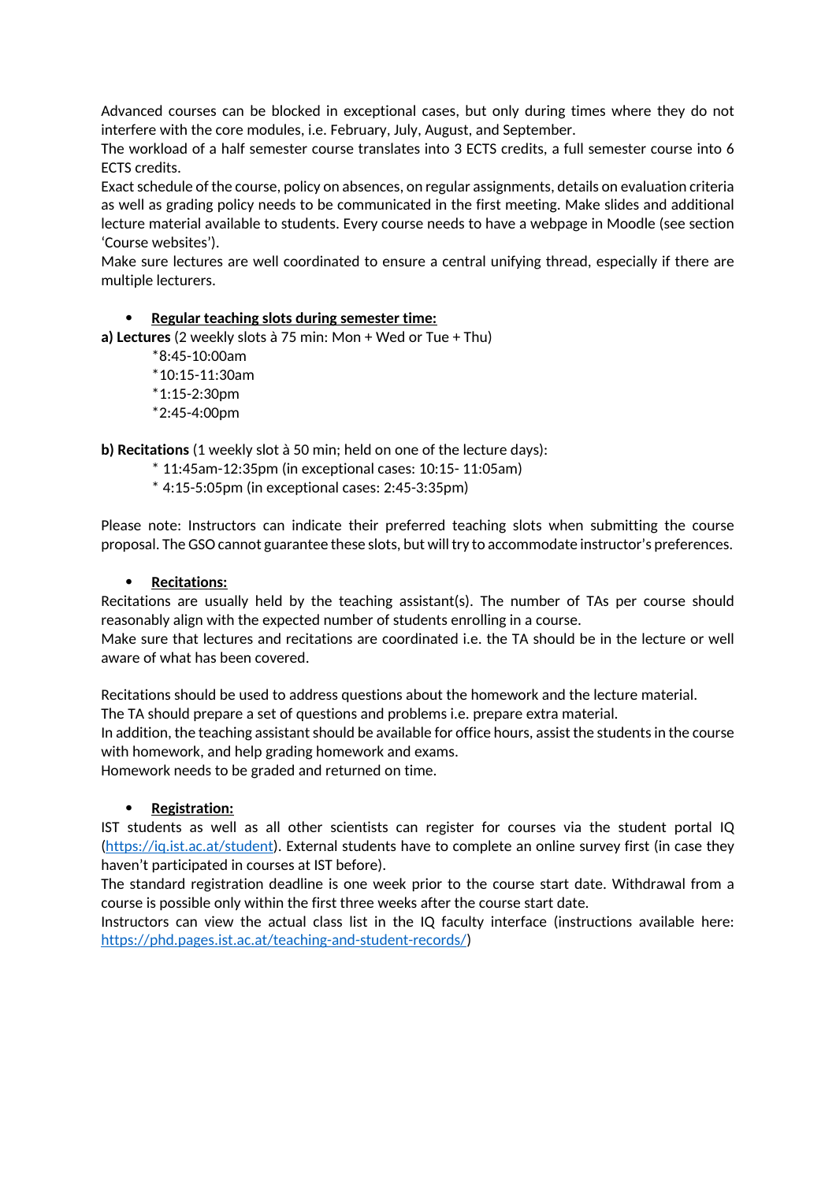Advanced courses can be blocked in exceptional cases, but only during times where they do not interfere with the core modules, i.e. February, July, August, and September.
The workload of a half semester course translates into 3 ECTS credits, a full semester course into 6 ECTS credits.
Exact schedule of the course, policy on absences, on regular assignments, details on evaluation criteria as well as grading policy needs to be communicated in the first meeting. Make slides and additional lecture material available to students. Every course needs to have a webpage in Moodle (see section 'Course websites').
Make sure lectures are well coordinated to ensure a central unifying thread, especially if there are multiple lecturers.

- **Regular teaching slots during semester time:**

**a) Lectures** (2 weekly slots à 75 min: Mon + Wed or Tue + Thu)

*8:45-10:00am
*10:15-11:30am
*1:15-2:30pm
*2:45-4:00pm

**b) Recitations** (1 weekly slot à 50 min; held on one of the lecture days):

* 11:45am-12:35pm (in exceptional cases: 10:15- 11:05am)
* 4:15-5:05pm (in exceptional cases: 2:45-3:35pm)

Please note: Instructors can indicate their preferred teaching slots when submitting the course proposal. The GSO cannot guarantee these slots, but will try to accommodate instructor's preferences.

- **Recitations:**

Recitations are usually held by the teaching assistant(s). The number of TAs per course should reasonably align with the expected number of students enrolling in a course.
Make sure that lectures and recitations are coordinated i.e. the TA should be in the lecture or well aware of what has been covered.

Recitations should be used to address questions about the homework and the lecture material.
The TA should prepare a set of questions and problems i.e. prepare extra material.
In addition, the teaching assistant should be available for office hours, assist the students in the course with homework, and help grading homework and exams.
Homework needs to be graded and returned on time.

- **Registration:**

IST students as well as all other scientists can register for courses via the student portal IQ (https://iq.ist.ac.at/student). External students have to complete an online survey first (in case they haven't participated in courses at IST before).
The standard registration deadline is one week prior to the course start date. Withdrawal from a course is possible only within the first three weeks after the course start date.
Instructors can view the actual class list in the IQ faculty interface (instructions available here: https://phd.pages.ist.ac.at/teaching-and-student-records/)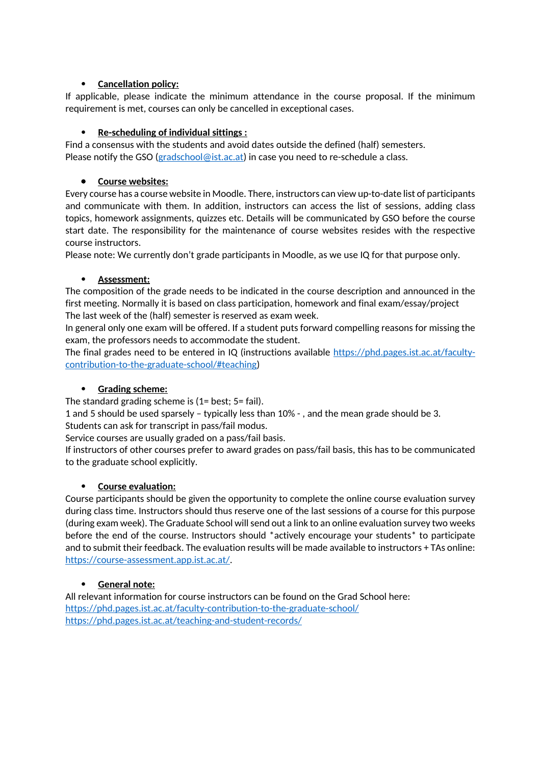- **Cancellation policy:**

If applicable, please indicate the minimum attendance in the course proposal. If the minimum requirement is met, courses can only be cancelled in exceptional cases.

- **Re-scheduling of individual sittings :**

Find a consensus with the students and avoid dates outside the defined (half) semesters.
Please notify the GSO ([gradschool@ist.ac.at](mailto:gradschool@ist.ac.at)) in case you need to re-schedule a class.

- **Course websites:**

Every course has a course website in Moodle. There, instructors can view up-to-date list of participants and communicate with them. In addition, instructors can access the list of sessions, adding class topics, homework assignments, quizzes etc. Details will be communicated by GSO before the course start date. The responsibility for the maintenance of course websites resides with the respective course instructors.
Please note: We currently don't grade participants in Moodle, as we use IQ for that purpose only.

- **Assessment:**

The composition of the grade needs to be indicated in the course description and announced in the first meeting. Normally it is based on class participation, homework and final exam/essay/project
The last week of the (half) semester is reserved as exam week.
In general only one exam will be offered. If a student puts forward compelling reasons for missing the exam, the professors needs to accommodate the student.
The final grades need to be entered in IQ (instructions available [https://phd.pages.ist.ac.at/faculty-contribution-to-the-graduate-school/#teaching](https://phd.pages.ist.ac.at/faculty-contribution-to-the-graduate-school/#teaching))

- **Grading scheme:**

The standard grading scheme is (1= best; 5= fail).
1 and 5 should be used sparsely – typically less than 10% - , and the mean grade should be 3.
Students can ask for transcript in pass/fail modus.
Service courses are usually graded on a pass/fail basis.
If instructors of other courses prefer to award grades on pass/fail basis, this has to be communicated to the graduate school explicitly.

- **Course evaluation:**

Course participants should be given the opportunity to complete the online course evaluation survey during class time. Instructors should thus reserve one of the last sessions of a course for this purpose (during exam week). The Graduate School will send out a link to an online evaluation survey two weeks before the end of the course. Instructors should *actively encourage your students* to participate and to submit their feedback. The evaluation results will be made available to instructors + TAs online: [https://course-assessment.app.ist.ac.at/](https://course-assessment.app.ist.ac.at/).

- **General note:**

All relevant information for course instructors can be found on the Grad School here:
[https://phd.pages.ist.ac.at/faculty-contribution-to-the-graduate-school/](https://phd.pages.ist.ac.at/faculty-contribution-to-the-graduate-school/)
[https://phd.pages.ist.ac.at/teaching-and-student-records/](https://phd.pages.ist.ac.at/teaching-and-student-records/)